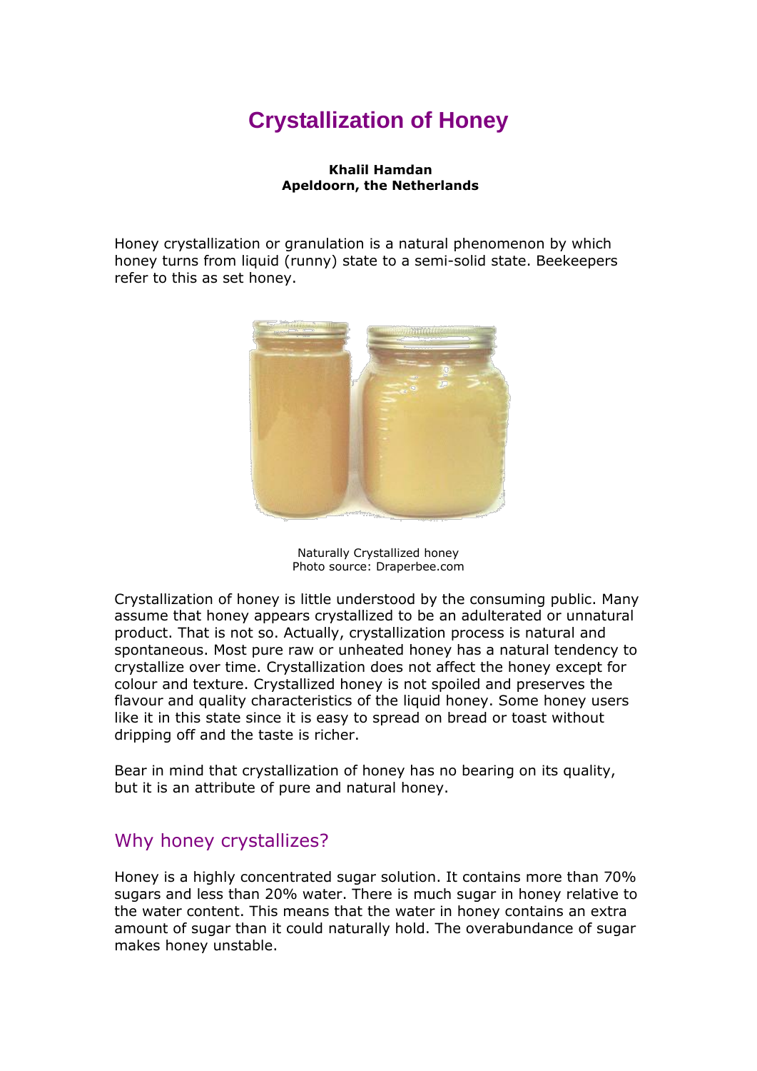# Crystallization of Honey

**Khalil Hamdan**
**Apeldoorn, the Netherlands**

Honey crystallization or granulation is a natural phenomenon by which honey turns from liquid (runny) state to a semi-solid state. Beekeepers refer to this as set honey.

Naturally Crystallized honey
Photo source: Draperbee.com

Crystallization of honey is little understood by the consuming public. Many assume that honey appears crystallized to be an adulterated or unnatural product. That is not so. Actually, crystallization process is natural and spontaneous. Most pure raw or unheated honey has a natural tendency to crystallize over time. Crystallization does not affect the honey except for colour and texture. Crystallized honey is not spoiled and preserves the flavour and quality characteristics of the liquid honey. Some honey users like it in this state since it is easy to spread on bread or toast without dripping off and the taste is richer.

Bear in mind that crystallization of honey has no bearing on its quality, but it is an attribute of pure and natural honey.

## Why honey crystallizes?

Honey is a highly concentrated sugar solution. It contains more than 70% sugars and less than 20% water. There is much sugar in honey relative to the water content. This means that the water in honey contains an extra amount of sugar than it could naturally hold. The overabundance of sugar makes honey unstable.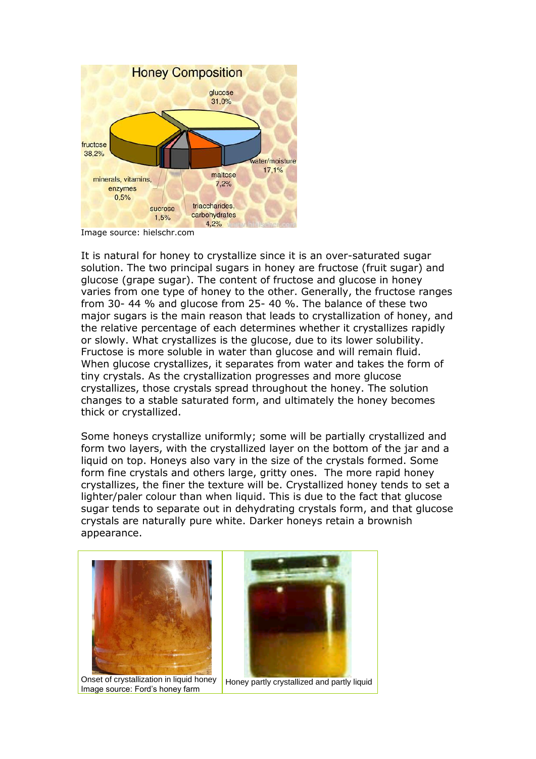Image source: hielschr.com

It is natural for honey to crystallize since it is an over-saturated sugar solution. The two principal sugars in honey are fructose (fruit sugar) and glucose (grape sugar). The content of fructose and glucose in honey varies from one type of honey to the other. Generally, the fructose ranges from 30- 44 % and glucose from 25- 40 %. The balance of these two major sugars is the main reason that leads to crystallization of honey, and the relative percentage of each determines whether it crystallizes rapidly or slowly. What crystallizes is the glucose, due to its lower solubility. Fructose is more soluble in water than glucose and will remain fluid. When glucose crystallizes, it separates from water and takes the form of tiny crystals. As the crystallization progresses and more glucose crystallizes, those crystals spread throughout the honey. The solution changes to a stable saturated form, and ultimately the honey becomes thick or crystallized.

Some honeys crystallize uniformly; some will be partially crystallized and form two layers, with the crystallized layer on the bottom of the jar and a liquid on top. Honeys also vary in the size of the crystals formed. Some form fine crystals and others large, gritty ones. The more rapid honey crystallizes, the finer the texture will be. Crystallized honey tends to set a lighter/paler colour than when liquid. This is due to the fact that glucose sugar tends to separate out in dehydrating crystals form, and that glucose crystals are naturally pure white. Darker honeys retain a brownish appearance.

Onset of crystallization in liquid honey
Image source: Ford's honey farm

Honey partly crystallized and partly liquid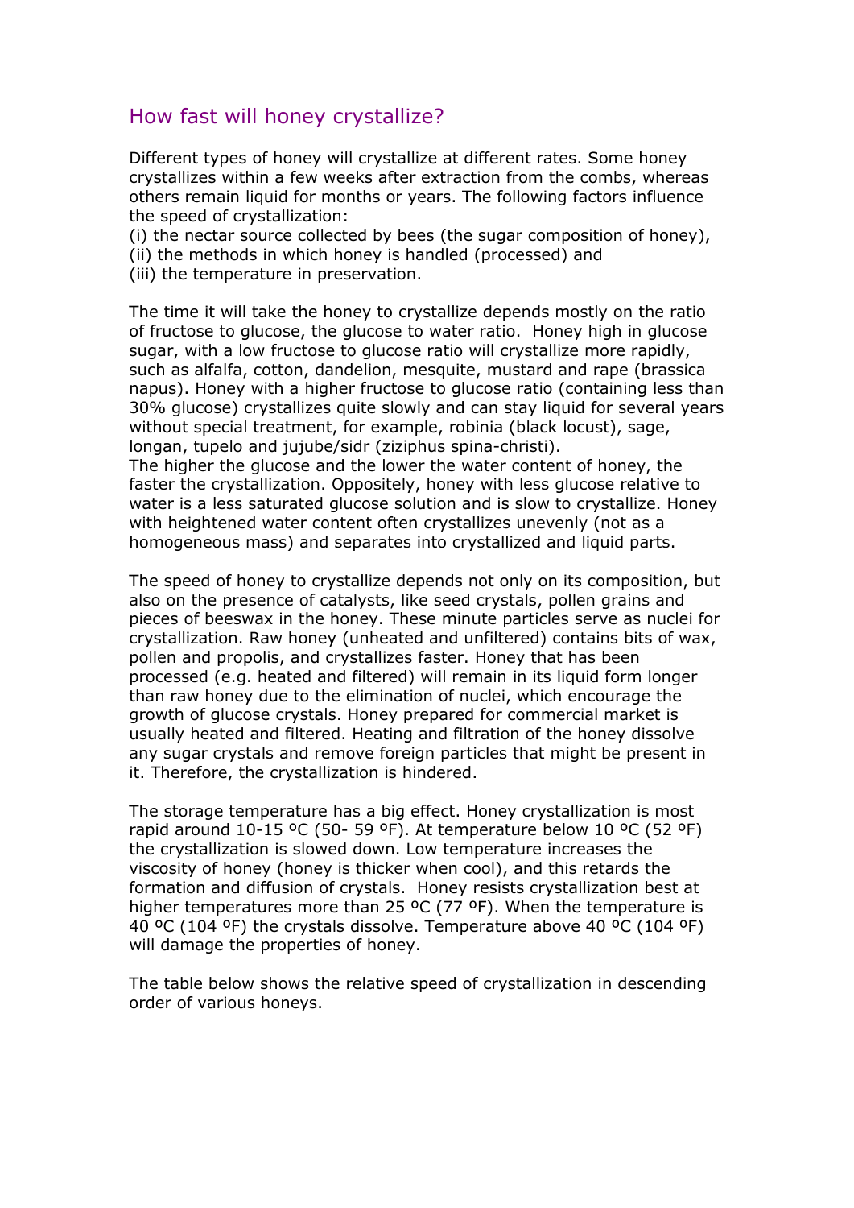## How fast will honey crystallize?

Different types of honey will crystallize at different rates. Some honey crystallizes within a few weeks after extraction from the combs, whereas others remain liquid for months or years. The following factors influence the speed of crystallization:

(i) the nectar source collected by bees (the sugar composition of honey),
(ii) the methods in which honey is handled (processed) and
(iii) the temperature in preservation.

The time it will take the honey to crystallize depends mostly on the ratio of fructose to glucose, the glucose to water ratio. Honey high in glucose sugar, with a low fructose to glucose ratio will crystallize more rapidly, such as alfalfa, cotton, dandelion, mesquite, mustard and rape (brassica napus). Honey with a higher fructose to glucose ratio (containing less than 30% glucose) crystallizes quite slowly and can stay liquid for several years without special treatment, for example, robinia (black locust), sage, longan, tupelo and jujube/sidr (ziziphus spina-christi).
The higher the glucose and the lower the water content of honey, the faster the crystallization. Oppositely, honey with less glucose relative to water is a less saturated glucose solution and is slow to crystallize. Honey with heightened water content often crystallizes unevenly (not as a homogeneous mass) and separates into crystallized and liquid parts.

The speed of honey to crystallize depends not only on its composition, but also on the presence of catalysts, like seed crystals, pollen grains and pieces of beeswax in the honey. These minute particles serve as nuclei for crystallization. Raw honey (unheated and unfiltered) contains bits of wax, pollen and propolis, and crystallizes faster. Honey that has been processed (e.g. heated and filtered) will remain in its liquid form longer than raw honey due to the elimination of nuclei, which encourage the growth of glucose crystals. Honey prepared for commercial market is usually heated and filtered. Heating and filtration of the honey dissolve any sugar crystals and remove foreign particles that might be present in it. Therefore, the crystallization is hindered.

The storage temperature has a big effect. Honey crystallization is most rapid around 10-15 ºC (50- 59 ºF). At temperature below 10 ºC (52 ºF) the crystallization is slowed down. Low temperature increases the viscosity of honey (honey is thicker when cool), and this retards the formation and diffusion of crystals. Honey resists crystallization best at higher temperatures more than 25 ºC (77 ºF). When the temperature is 40 ºC (104 ºF) the crystals dissolve. Temperature above 40 ºC (104 ºF) will damage the properties of honey.

The table below shows the relative speed of crystallization in descending order of various honeys.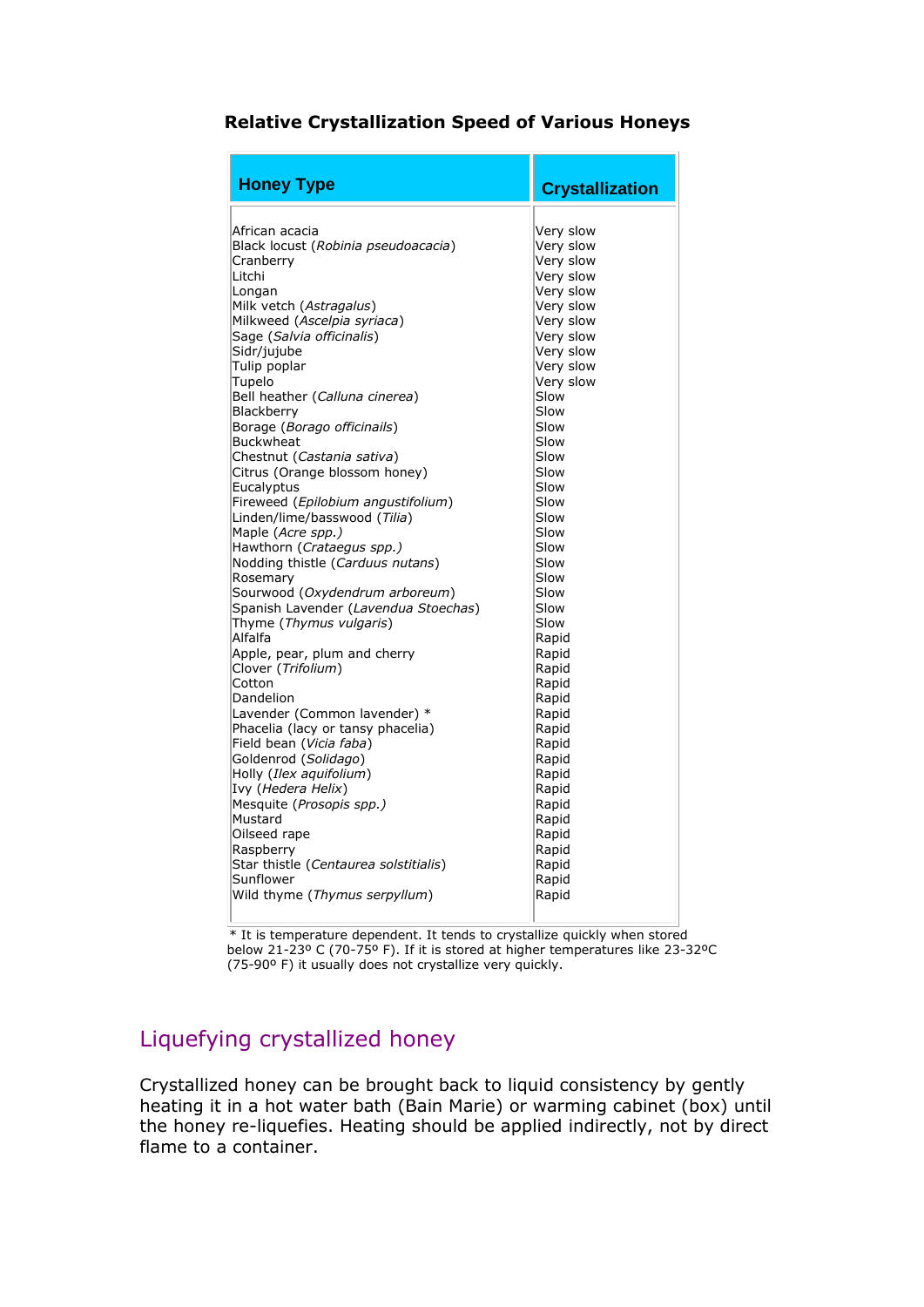### Relative Crystallization Speed of Various Honeys

| Honey Type | Crystallization |
|---|---|
| African acacia | Very slow |
| Black locust (*Robinia pseudoacacia*) | Very slow |
| Cranberry | Very slow |
| Litchi | Very slow |
| Longan | Very slow |
| Milk vetch (*Astragalus*) | Very slow |
| Milkweed (*Ascelpia syriaca*) | Very slow |
| Sage (*Salvia officinalis*) | Very slow |
| Sidr/jujube | Very slow |
| Tulip poplar | Very slow |
| Tupelo | Very slow |
| Bell heather (*Calluna cinerea*) | Slow |
| Blackberry | Slow |
| Borage (*Borago officinails*) | Slow |
| Buckwheat | Slow |
| Chestnut (*Castania sativa*) | Slow |
| Citrus (Orange blossom honey) | Slow |
| Eucalyptus | Slow |
| Fireweed (*Epilobium angustifolium*) | Slow |
| Linden/lime/basswood (*Tilia*) | Slow |
| Maple (*Acre spp.*) | Slow |
| Hawthorn (*Crataegus spp.*) | Slow |
| Nodding thistle (*Carduus nutans*) | Slow |
| Rosemary | Slow |
| Sourwood (*Oxydendrum arboreum*) | Slow |
| Spanish Lavender (*Lavendua Stoechas*) | Slow |
| Thyme (*Thymus vulgaris*) | Slow |
| Alfalfa | Rapid |
| Apple, pear, plum and cherry | Rapid |
| Clover (*Trifolium*) | Rapid |
| Cotton | Rapid |
| Dandelion | Rapid |
| Lavender (Common lavender) * | Rapid |
| Phacelia (lacy or tansy phacelia) | Rapid |
| Field bean (*Vicia faba*) | Rapid |
| Goldenrod (*Solidago*) | Rapid |
| Holly (*Ilex aquifolium*) | Rapid |
| Ivy (*Hedera Helix*) | Rapid |
| Mesquite (*Prosopis spp.*) | Rapid |
| Mustard | Rapid |
| Oilseed rape | Rapid |
| Raspberry | Rapid |
| Star thistle (*Centaurea solstitialis*) | Rapid |
| Sunflower | Rapid |
| Wild thyme (*Thymus serpyllum*) | Rapid |

* It is temperature dependent. It tends to crystallize quickly when stored below 21-23º C (70-75º F). If it is stored at higher temperatures like 23-32ºC (75-90º F) it usually does not crystallize very quickly.

## Liquefying crystallized honey

Crystallized honey can be brought back to liquid consistency by gently heating it in a hot water bath (Bain Marie) or warming cabinet (box) until the honey re-liquefies. Heating should be applied indirectly, not by direct flame to a container.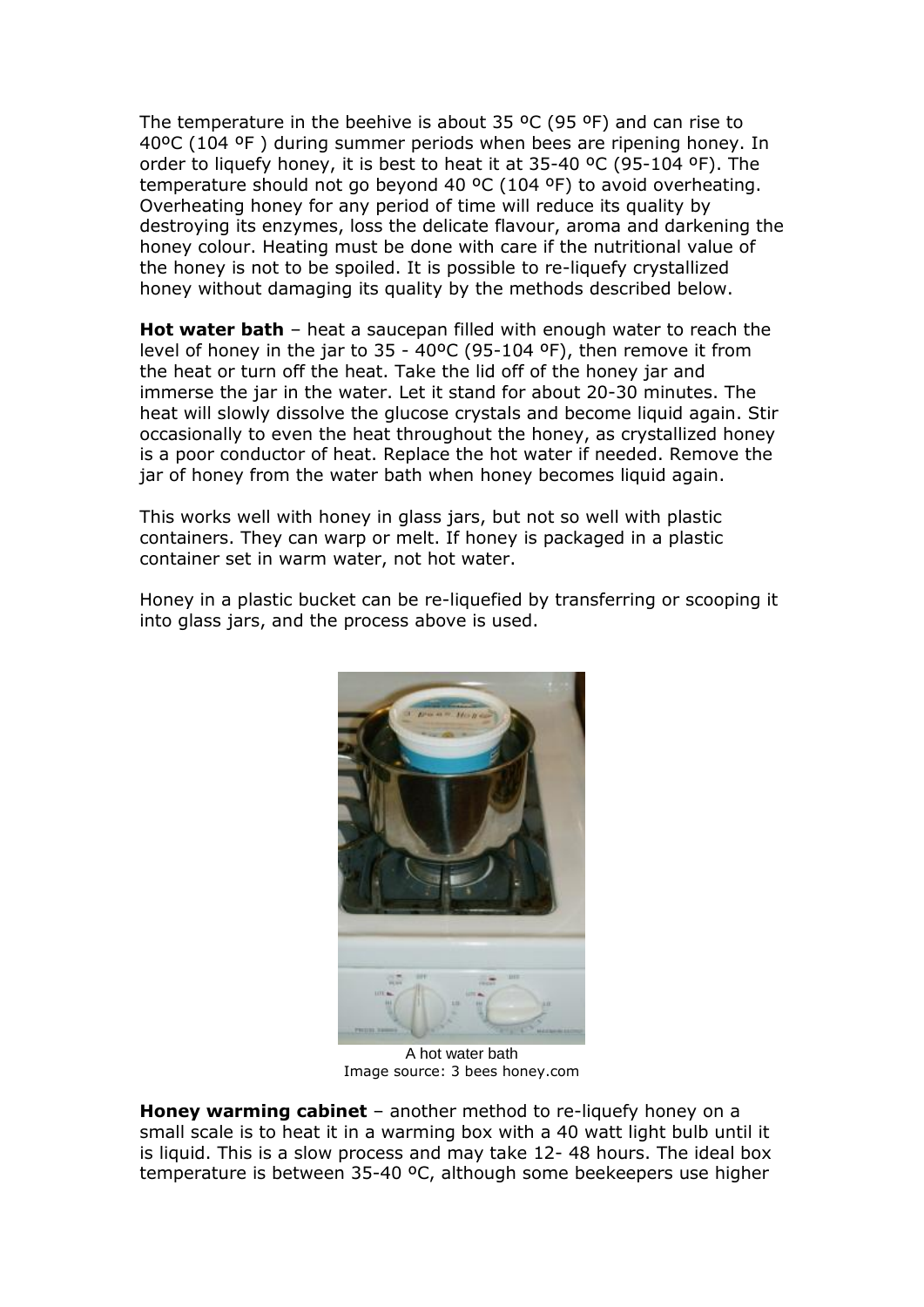The temperature in the beehive is about 35 ºC (95 ºF) and can rise to 40ºC (104 ºF ) during summer periods when bees are ripening honey. In order to liquefy honey, it is best to heat it at 35-40 ºC (95-104 ºF). The temperature should not go beyond 40 ºC (104 ºF) to avoid overheating. Overheating honey for any period of time will reduce its quality by destroying its enzymes, loss the delicate flavour, aroma and darkening the honey colour. Heating must be done with care if the nutritional value of the honey is not to be spoiled. It is possible to re-liquefy crystallized honey without damaging its quality by the methods described below.

**Hot water bath** – heat a saucepan filled with enough water to reach the level of honey in the jar to 35 - 40ºC (95-104 ºF), then remove it from the heat or turn off the heat. Take the lid off of the honey jar and immerse the jar in the water. Let it stand for about 20-30 minutes. The heat will slowly dissolve the glucose crystals and become liquid again. Stir occasionally to even the heat throughout the honey, as crystallized honey is a poor conductor of heat. Replace the hot water if needed. Remove the jar of honey from the water bath when honey becomes liquid again.

This works well with honey in glass jars, but not so well with plastic containers. They can warp or melt. If honey is packaged in a plastic container set in warm water, not hot water.

Honey in a plastic bucket can be re-liquefied by transferring or scooping it into glass jars, and the process above is used.

A hot water bath
Image source: 3 bees honey.com

**Honey warming cabinet** – another method to re-liquefy honey on a small scale is to heat it in a warming box with a 40 watt light bulb until it is liquid. This is a slow process and may take 12- 48 hours. The ideal box temperature is between 35-40 ºC, although some beekeepers use higher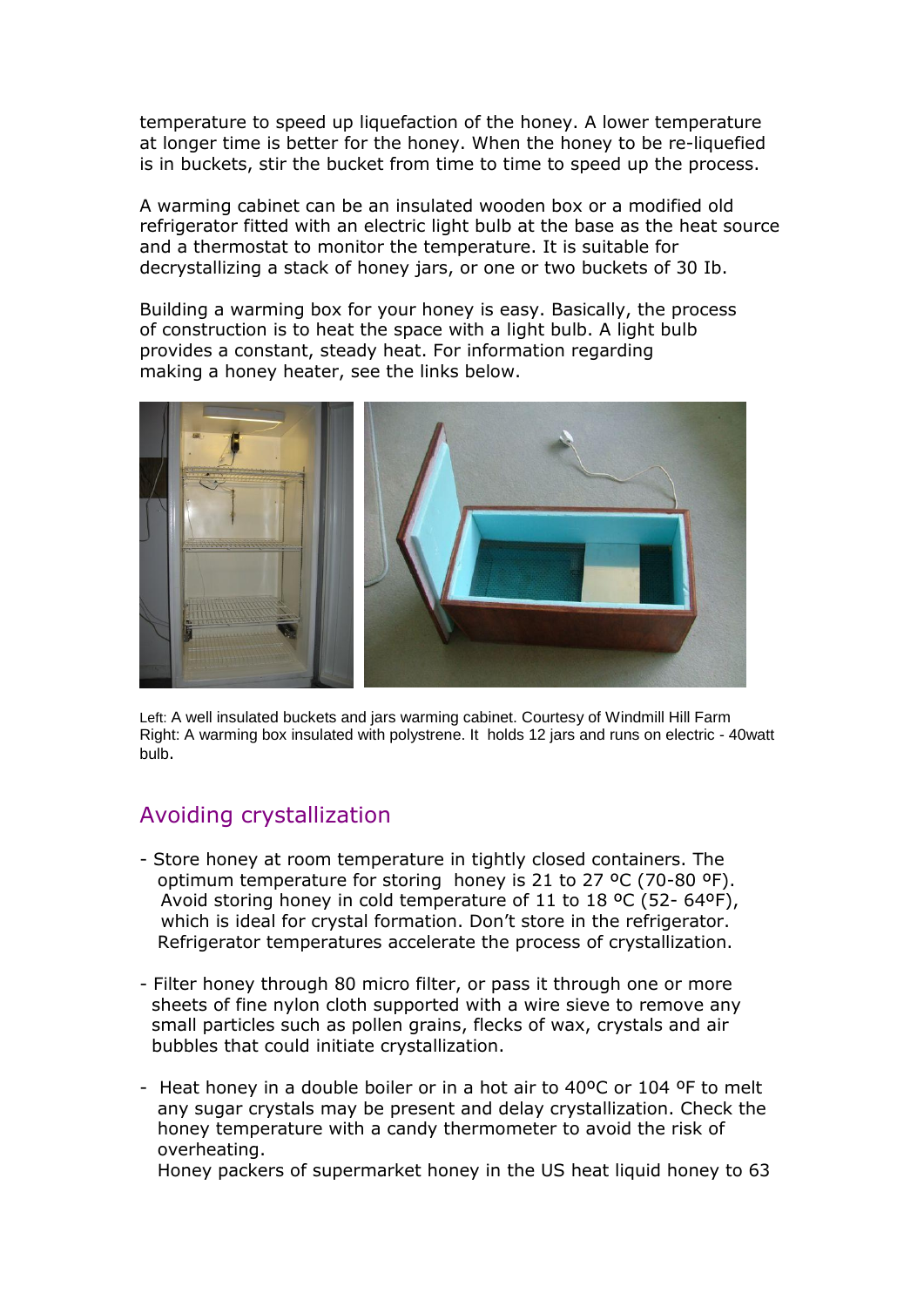temperature to speed up liquefaction of the honey. A lower temperature at longer time is better for the honey. When the honey to be re-liquefied is in buckets, stir the bucket from time to time to speed up the process.

A warming cabinet can be an insulated wooden box or a modified old refrigerator fitted with an electric light bulb at the base as the heat source and a thermostat to monitor the temperature. It is suitable for decrystallizing a stack of honey jars, or one or two buckets of 30 Ib.

Building a warming box for your honey is easy. Basically, the process of construction is to heat the space with a light bulb. A light bulb provides a constant, steady heat. For information regarding making a honey heater, see the links below.

Left: A well insulated buckets and jars warming cabinet. Courtesy of Windmill Hill Farm
Right: A warming box insulated with polystrene. It holds 12 jars and runs on electric - 40watt bulb.

## Avoiding crystallization

- Store honey at room temperature in tightly closed containers. The optimum temperature for storing honey is 21 to 27 ºC (70-80 ºF). Avoid storing honey in cold temperature of 11 to 18 ºC (52- 64ºF), which is ideal for crystal formation. Don't store in the refrigerator. Refrigerator temperatures accelerate the process of crystallization.

- Filter honey through 80 micro filter, or pass it through one or more sheets of fine nylon cloth supported with a wire sieve to remove any small particles such as pollen grains, flecks of wax, crystals and air bubbles that could initiate crystallization.

- Heat honey in a double boiler or in a hot air to 40ºC or 104 ºF to melt any sugar crystals may be present and delay crystallization. Check the honey temperature with a candy thermometer to avoid the risk of overheating.
  Honey packers of supermarket honey in the US heat liquid honey to 63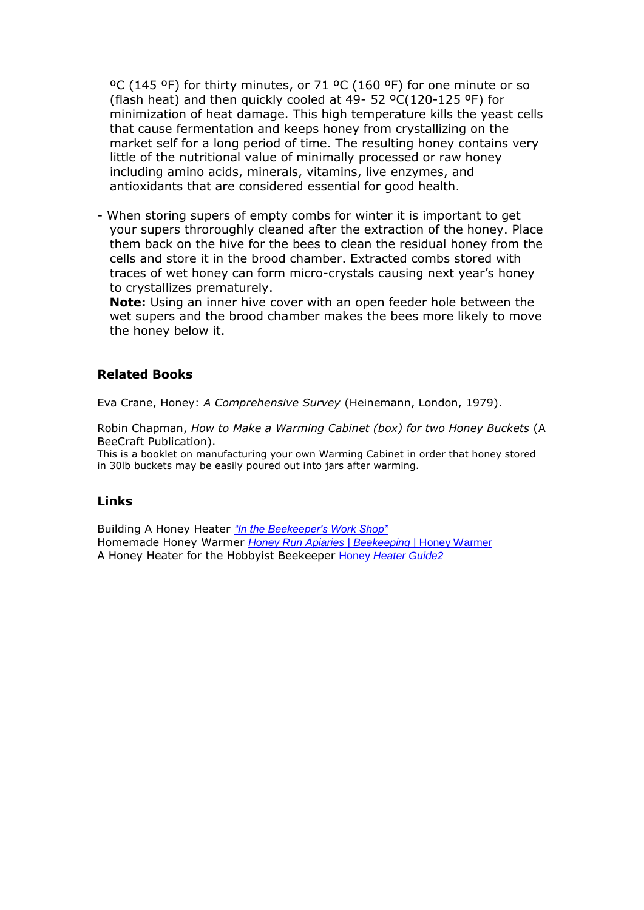ºC (145 ºF) for thirty minutes, or 71 ºC (160 ºF) for one minute or so (flash heat) and then quickly cooled at 49- 52 ºC(120-125 ºF) for minimization of heat damage. This high temperature kills the yeast cells that cause fermentation and keeps honey from crystallizing on the market self for a long period of time. The resulting honey contains very little of the nutritional value of minimally processed or raw honey including amino acids, minerals, vitamins, live enzymes, and antioxidants that are considered essential for good health.

- When storing supers of empty combs for winter it is important to get your supers throroughly cleaned after the extraction of the honey. Place them back on the hive for the bees to clean the residual honey from the cells and store it in the brood chamber. Extracted combs stored with traces of wet honey can form micro-crystals causing next year's honey to crystallizes prematurely.
  **Note:** Using an inner hive cover with an open feeder hole between the wet supers and the brood chamber makes the bees more likely to move the honey below it.

### Related Books

Eva Crane, Honey: *A Comprehensive Survey* (Heinemann, London, 1979).

Robin Chapman, *How to Make a Warming Cabinet (box) for two Honey Buckets* (A BeeCraft Publication).
This is a booklet on manufacturing your own Warming Cabinet in order that honey stored in 30lb buckets may be easily poured out into jars after warming.

### Links

Building A Honey Heater *"In the Beekeeper's Work Shop"*
Homemade Honey Warmer *Honey Run Apiaries | Beekeeping* | Honey Warmer
A Honey Heater for the Hobbyist Beekeeper Honey *Heater Guide2*